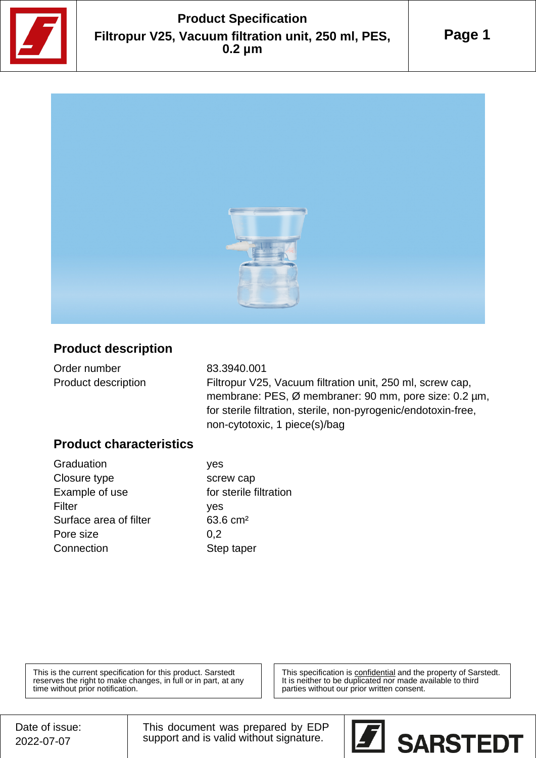# Product Specification

## Filtropur V25, Vacuum filtration unit, 250 ml, PES, 0.2 µm

## Product description

| | |
|---|---|
| Order number | 83.3940.001 |
| Product description | Filtropur V25, Vacuum filtration unit, 250 ml, screw cap, membrane: PES, Ø membraner: 90 mm, pore size: 0.2 µm, for sterile filtration, sterile, non-pyrogenic/endotoxin-free, non-cytotoxic, 1 piece(s)/bag |

## Product characteristics

| | |
|---|---|
| Graduation | yes |
| Closure type | screw cap |
| Example of use | for sterile filtration |
| Filter | yes |
| Surface area of filter | 63.6 cm² |
| Pore size | 0,2 |
| Connection | Step taper |

This is the current specification for this product. Sarstedt reserves the right to make changes, in full or in part, at any time without prior notification.

This specification is confidential and the property of Sarstedt. It is neither to be duplicated nor made available to third parties without our prior written consent.

Date of issue: 2022-07-07

This document was prepared by EDP support and is valid without signature.

SARSTEDT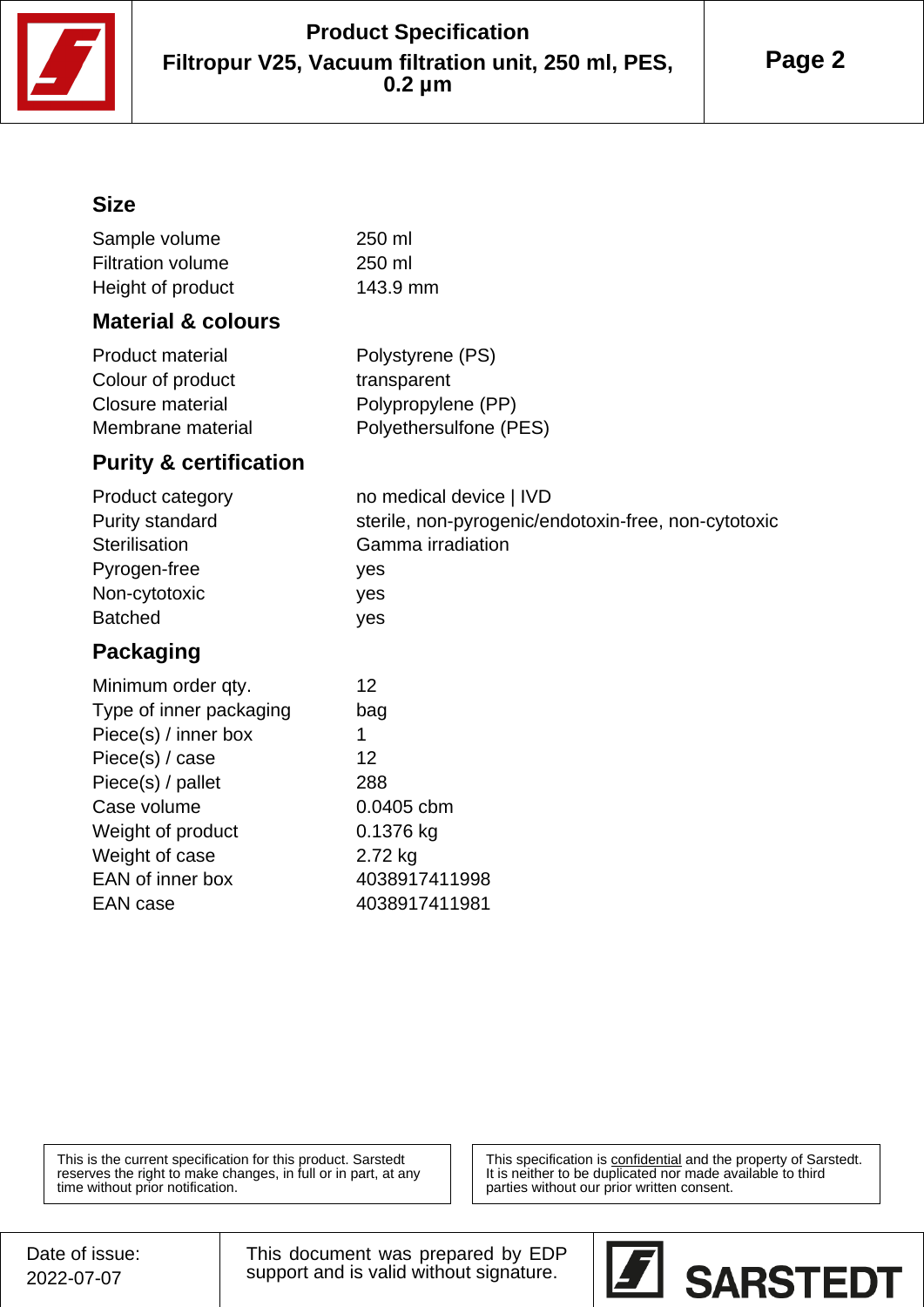## Size

| | |
|---|---|
| Sample volume | 250 ml |
| Filtration volume | 250 ml |
| Height of product | 143.9 mm |

## Material & colours

| | |
|---|---|
| Product material | Polystyrene (PS) |
| Colour of product | transparent |
| Closure material | Polypropylene (PP) |
| Membrane material | Polyethersulfone (PES) |

## Purity & certification

| | |
|---|---|
| Product category | no medical device \| IVD |
| Purity standard | sterile, non-pyrogenic/endotoxin-free, non-cytotoxic |
| Sterilisation | Gamma irradiation |
| Pyrogen-free | yes |
| Non-cytotoxic | yes |
| Batched | yes |

## Packaging

| | |
|---|---|
| Minimum order qty. | 12 |
| Type of inner packaging | bag |
| Piece(s) / inner box | 1 |
| Piece(s) / case | 12 |
| Piece(s) / pallet | 288 |
| Case volume | 0.0405 cbm |
| Weight of product | 0.1376 kg |
| Weight of case | 2.72 kg |
| EAN of inner box | 4038917411998 |
| EAN case | 4038917411981 |

This is the current specification for this product. Sarstedt reserves the right to make changes, in full or in part, at any time without prior notification.

This specification is confidential and the property of Sarstedt. It is neither to be duplicated nor made available to third parties without our prior written consent.

Date of issue: 2022-07-07

This document was prepared by EDP support and is valid without signature.

SARSTEDT